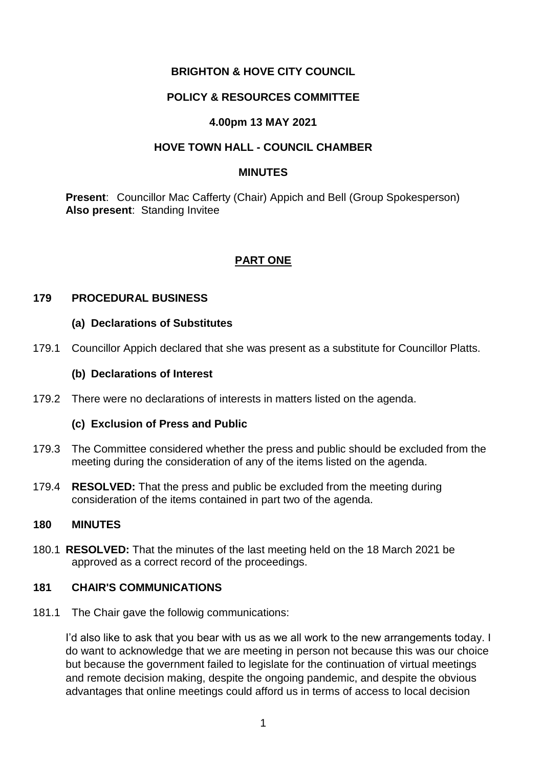**BRIGHTON & HOVE CITY COUNCIL**

**POLICY & RESOURCES COMMITTEE**

**4.00pm 13 MAY 2021**

**HOVE TOWN HALL - COUNCIL CHAMBER**

**MINUTES**

**Present**: Councillor Mac Cafferty (Chair) Appich and Bell (Group Spokesperson)
**Also present**: Standing Invitee

## PART ONE

### 179 PROCEDURAL BUSINESS

#### (a) Declarations of Substitutes

179.1 Councillor Appich declared that she was present as a substitute for Councillor Platts.

#### (b) Declarations of Interest

179.2 There were no declarations of interests in matters listed on the agenda.

#### (c) Exclusion of Press and Public

179.3 The Committee considered whether the press and public should be excluded from the meeting during the consideration of any of the items listed on the agenda.

179.4 **RESOLVED:** That the press and public be excluded from the meeting during consideration of the items contained in part two of the agenda.

### 180 MINUTES

180.1 **RESOLVED:** That the minutes of the last meeting held on the 18 March 2021 be approved as a correct record of the proceedings.

### 181 CHAIR'S COMMUNICATIONS

181.1 The Chair gave the followig communications:

I'd also like to ask that you bear with us as we all work to the new arrangements today. I do want to acknowledge that we are meeting in person not because this was our choice but because the government failed to legislate for the continuation of virtual meetings and remote decision making, despite the ongoing pandemic, and despite the obvious advantages that online meetings could afford us in terms of access to local decision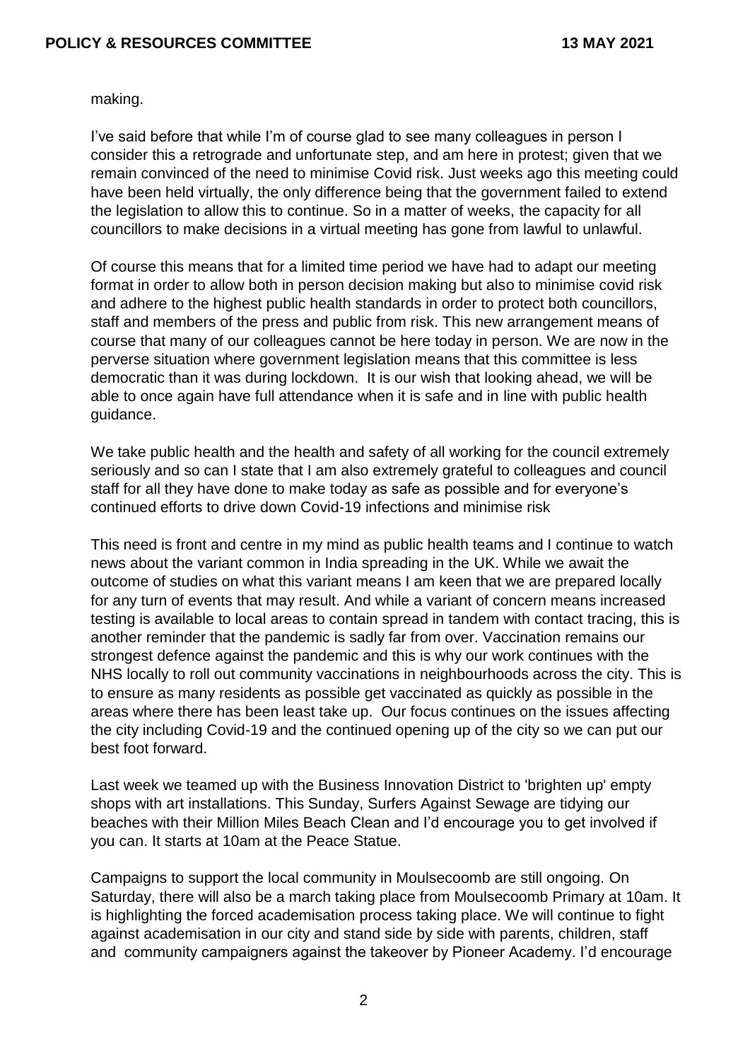making.

I've said before that while I'm of course glad to see many colleagues in person I consider this a retrograde and unfortunate step, and am here in protest; given that we remain convinced of the need to minimise Covid risk. Just weeks ago this meeting could have been held virtually, the only difference being that the government failed to extend the legislation to allow this to continue. So in a matter of weeks, the capacity for all councillors to make decisions in a virtual meeting has gone from lawful to unlawful.

Of course this means that for a limited time period we have had to adapt our meeting format in order to allow both in person decision making but also to minimise covid risk and adhere to the highest public health standards in order to protect both councillors, staff and members of the press and public from risk. This new arrangement means of course that many of our colleagues cannot be here today in person. We are now in the perverse situation where government legislation means that this committee is less democratic than it was during lockdown. It is our wish that looking ahead, we will be able to once again have full attendance when it is safe and in line with public health guidance.

We take public health and the health and safety of all working for the council extremely seriously and so can I state that I am also extremely grateful to colleagues and council staff for all they have done to make today as safe as possible and for everyone's continued efforts to drive down Covid-19 infections and minimise risk

This need is front and centre in my mind as public health teams and I continue to watch news about the variant common in India spreading in the UK. While we await the outcome of studies on what this variant means I am keen that we are prepared locally for any turn of events that may result. And while a variant of concern means increased testing is available to local areas to contain spread in tandem with contact tracing, this is another reminder that the pandemic is sadly far from over. Vaccination remains our strongest defence against the pandemic and this is why our work continues with the NHS locally to roll out community vaccinations in neighbourhoods across the city. This is to ensure as many residents as possible get vaccinated as quickly as possible in the areas where there has been least take up. Our focus continues on the issues affecting the city including Covid-19 and the continued opening up of the city so we can put our best foot forward.

Last week we teamed up with the Business Innovation District to 'brighten up' empty shops with art installations. This Sunday, Surfers Against Sewage are tidying our beaches with their Million Miles Beach Clean and I'd encourage you to get involved if you can. It starts at 10am at the Peace Statue.

Campaigns to support the local community in Moulsecoomb are still ongoing. On Saturday, there will also be a march taking place from Moulsecoomb Primary at 10am. It is highlighting the forced academisation process taking place. We will continue to fight against academisation in our city and stand side by side with parents, children, staff and community campaigners against the takeover by Pioneer Academy. I'd encourage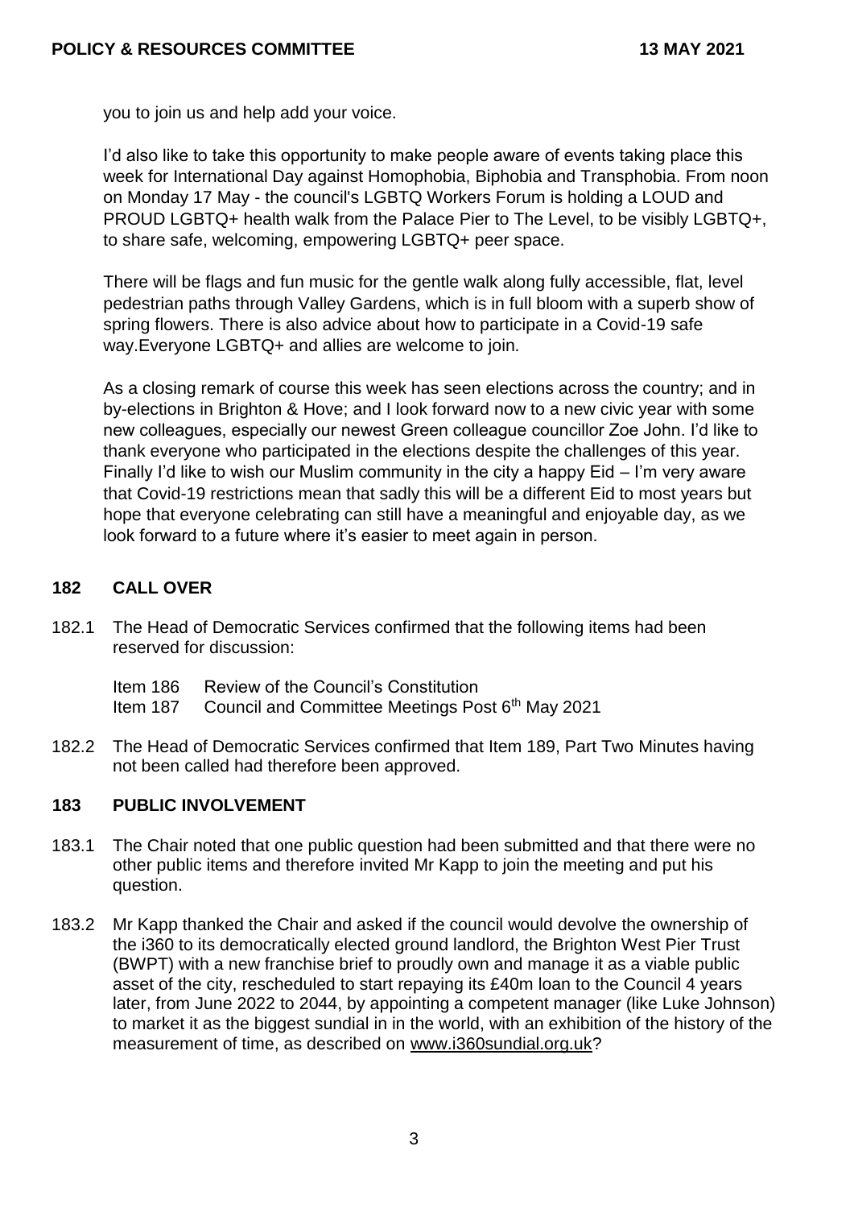you to join us and help add your voice.

I'd also like to take this opportunity to make people aware of events taking place this week for International Day against Homophobia, Biphobia and Transphobia. From noon on Monday 17 May - the council's LGBTQ Workers Forum is holding a LOUD and PROUD LGBTQ+ health walk from the Palace Pier to The Level, to be visibly LGBTQ+, to share safe, welcoming, empowering LGBTQ+ peer space.

There will be flags and fun music for the gentle walk along fully accessible, flat, level pedestrian paths through Valley Gardens, which is in full bloom with a superb show of spring flowers. There is also advice about how to participate in a Covid-19 safe way.Everyone LGBTQ+ and allies are welcome to join.

As a closing remark of course this week has seen elections across the country; and in by-elections in Brighton & Hove; and I look forward now to a new civic year with some new colleagues, especially our newest Green colleague councillor Zoe John. I'd like to thank everyone who participated in the elections despite the challenges of this year. Finally I'd like to wish our Muslim community in the city a happy Eid – I'm very aware that Covid-19 restrictions mean that sadly this will be a different Eid to most years but hope that everyone celebrating can still have a meaningful and enjoyable day, as we look forward to a future where it's easier to meet again in person.

## 182 CALL OVER

182.1 The Head of Democratic Services confirmed that the following items had been reserved for discussion:

Item 186 Review of the Council's Constitution
Item 187 Council and Committee Meetings Post 6th May 2021

182.2 The Head of Democratic Services confirmed that Item 189, Part Two Minutes having not been called had therefore been approved.

## 183 PUBLIC INVOLVEMENT

183.1 The Chair noted that one public question had been submitted and that there were no other public items and therefore invited Mr Kapp to join the meeting and put his question.

183.2 Mr Kapp thanked the Chair and asked if the council would devolve the ownership of the i360 to its democratically elected ground landlord, the Brighton West Pier Trust (BWPT) with a new franchise brief to proudly own and manage it as a viable public asset of the city, rescheduled to start repaying its £40m loan to the Council 4 years later, from June 2022 to 2044, by appointing a competent manager (like Luke Johnson) to market it as the biggest sundial in in the world, with an exhibition of the history of the measurement of time, as described on www.i360sundial.org.uk?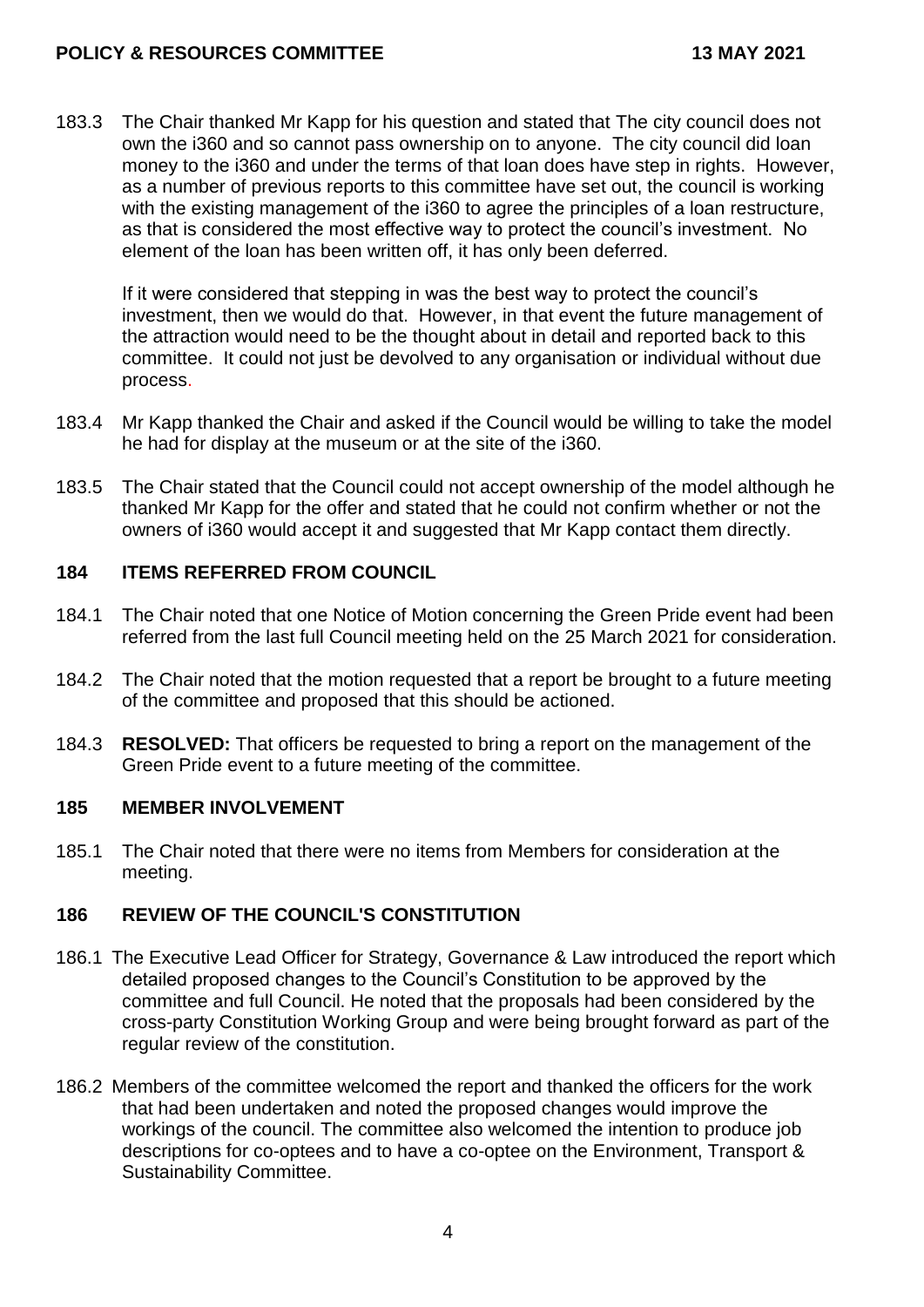183.3 The Chair thanked Mr Kapp for his question and stated that The city council does not own the i360 and so cannot pass ownership on to anyone. The city council did loan money to the i360 and under the terms of that loan does have step in rights. However, as a number of previous reports to this committee have set out, the council is working with the existing management of the i360 to agree the principles of a loan restructure, as that is considered the most effective way to protect the council's investment. No element of the loan has been written off, it has only been deferred.

If it were considered that stepping in was the best way to protect the council's investment, then we would do that. However, in that event the future management of the attraction would need to be the thought about in detail and reported back to this committee. It could not just be devolved to any organisation or individual without due process.

183.4 Mr Kapp thanked the Chair and asked if the Council would be willing to take the model he had for display at the museum or at the site of the i360.

183.5 The Chair stated that the Council could not accept ownership of the model although he thanked Mr Kapp for the offer and stated that he could not confirm whether or not the owners of i360 would accept it and suggested that Mr Kapp contact them directly.

## 184 ITEMS REFERRED FROM COUNCIL

184.1 The Chair noted that one Notice of Motion concerning the Green Pride event had been referred from the last full Council meeting held on the 25 March 2021 for consideration.

184.2 The Chair noted that the motion requested that a report be brought to a future meeting of the committee and proposed that this should be actioned.

184.3 **RESOLVED:** That officers be requested to bring a report on the management of the Green Pride event to a future meeting of the committee.

## 185 MEMBER INVOLVEMENT

185.1 The Chair noted that there were no items from Members for consideration at the meeting.

## 186 REVIEW OF THE COUNCIL'S CONSTITUTION

186.1 The Executive Lead Officer for Strategy, Governance & Law introduced the report which detailed proposed changes to the Council's Constitution to be approved by the committee and full Council. He noted that the proposals had been considered by the cross-party Constitution Working Group and were being brought forward as part of the regular review of the constitution.

186.2 Members of the committee welcomed the report and thanked the officers for the work that had been undertaken and noted the proposed changes would improve the workings of the council. The committee also welcomed the intention to produce job descriptions for co-optees and to have a co-optee on the Environment, Transport & Sustainability Committee.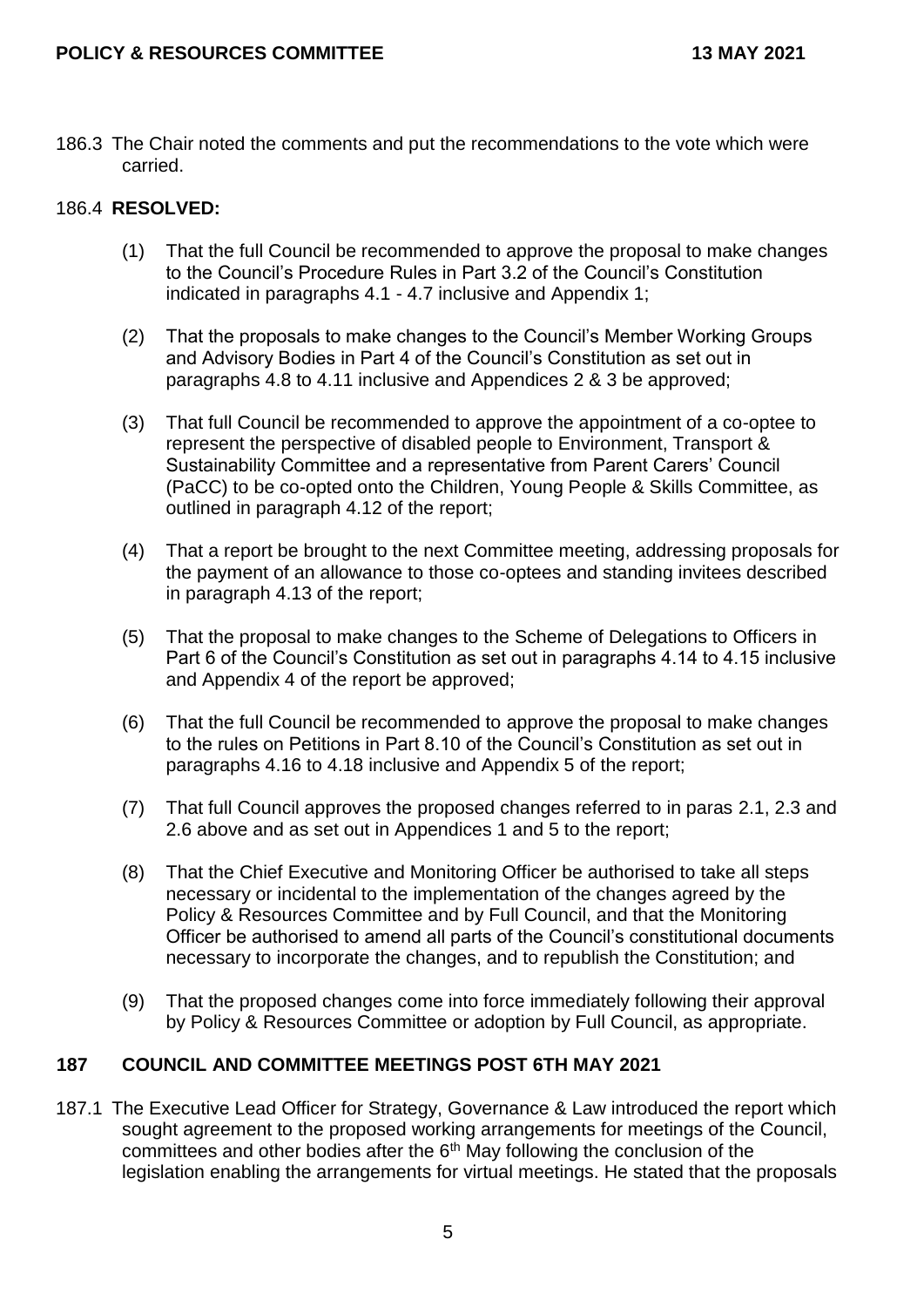186.3 The Chair noted the comments and put the recommendations to the vote which were carried.

186.4 **RESOLVED:**

(1) That the full Council be recommended to approve the proposal to make changes to the Council's Procedure Rules in Part 3.2 of the Council's Constitution indicated in paragraphs 4.1 - 4.7 inclusive and Appendix 1;

(2) That the proposals to make changes to the Council's Member Working Groups and Advisory Bodies in Part 4 of the Council's Constitution as set out in paragraphs 4.8 to 4.11 inclusive and Appendices 2 & 3 be approved;

(3) That full Council be recommended to approve the appointment of a co-optee to represent the perspective of disabled people to Environment, Transport & Sustainability Committee and a representative from Parent Carers' Council (PaCC) to be co-opted onto the Children, Young People & Skills Committee, as outlined in paragraph 4.12 of the report;

(4) That a report be brought to the next Committee meeting, addressing proposals for the payment of an allowance to those co-optees and standing invitees described in paragraph 4.13 of the report;

(5) That the proposal to make changes to the Scheme of Delegations to Officers in Part 6 of the Council's Constitution as set out in paragraphs 4.14 to 4.15 inclusive and Appendix 4 of the report be approved;

(6) That the full Council be recommended to approve the proposal to make changes to the rules on Petitions in Part 8.10 of the Council's Constitution as set out in paragraphs 4.16 to 4.18 inclusive and Appendix 5 of the report;

(7) That full Council approves the proposed changes referred to in paras 2.1, 2.3 and 2.6 above and as set out in Appendices 1 and 5 to the report;

(8) That the Chief Executive and Monitoring Officer be authorised to take all steps necessary or incidental to the implementation of the changes agreed by the Policy & Resources Committee and by Full Council, and that the Monitoring Officer be authorised to amend all parts of the Council's constitutional documents necessary to incorporate the changes, and to republish the Constitution; and

(9) That the proposed changes come into force immediately following their approval by Policy & Resources Committee or adoption by Full Council, as appropriate.

## 187 COUNCIL AND COMMITTEE MEETINGS POST 6TH MAY 2021

187.1 The Executive Lead Officer for Strategy, Governance & Law introduced the report which sought agreement to the proposed working arrangements for meetings of the Council, committees and other bodies after the 6th May following the conclusion of the legislation enabling the arrangements for virtual meetings. He stated that the proposals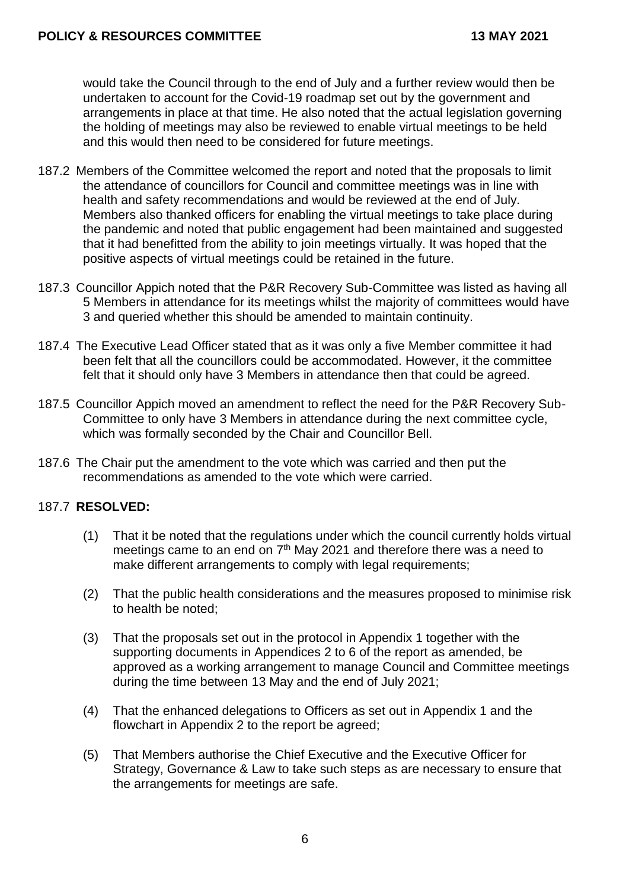would take the Council through to the end of July and a further review would then be undertaken to account for the Covid-19 roadmap set out by the government and arrangements in place at that time. He also noted that the actual legislation governing the holding of meetings may also be reviewed to enable virtual meetings to be held and this would then need to be considered for future meetings.

187.2 Members of the Committee welcomed the report and noted that the proposals to limit the attendance of councillors for Council and committee meetings was in line with health and safety recommendations and would be reviewed at the end of July. Members also thanked officers for enabling the virtual meetings to take place during the pandemic and noted that public engagement had been maintained and suggested that it had benefitted from the ability to join meetings virtually. It was hoped that the positive aspects of virtual meetings could be retained in the future.

187.3 Councillor Appich noted that the P&R Recovery Sub-Committee was listed as having all 5 Members in attendance for its meetings whilst the majority of committees would have 3 and queried whether this should be amended to maintain continuity.

187.4 The Executive Lead Officer stated that as it was only a five Member committee it had been felt that all the councillors could be accommodated. However, it the committee felt that it should only have 3 Members in attendance then that could be agreed.

187.5 Councillor Appich moved an amendment to reflect the need for the P&R Recovery Sub-Committee to only have 3 Members in attendance during the next committee cycle, which was formally seconded by the Chair and Councillor Bell.

187.6 The Chair put the amendment to the vote which was carried and then put the recommendations as amended to the vote which were carried.

187.7 **RESOLVED:**

(1) That it be noted that the regulations under which the council currently holds virtual meetings came to an end on 7th May 2021 and therefore there was a need to make different arrangements to comply with legal requirements;

(2) That the public health considerations and the measures proposed to minimise risk to health be noted;

(3) That the proposals set out in the protocol in Appendix 1 together with the supporting documents in Appendices 2 to 6 of the report as amended, be approved as a working arrangement to manage Council and Committee meetings during the time between 13 May and the end of July 2021;

(4) That the enhanced delegations to Officers as set out in Appendix 1 and the flowchart in Appendix 2 to the report be agreed;

(5) That Members authorise the Chief Executive and the Executive Officer for Strategy, Governance & Law to take such steps as are necessary to ensure that the arrangements for meetings are safe.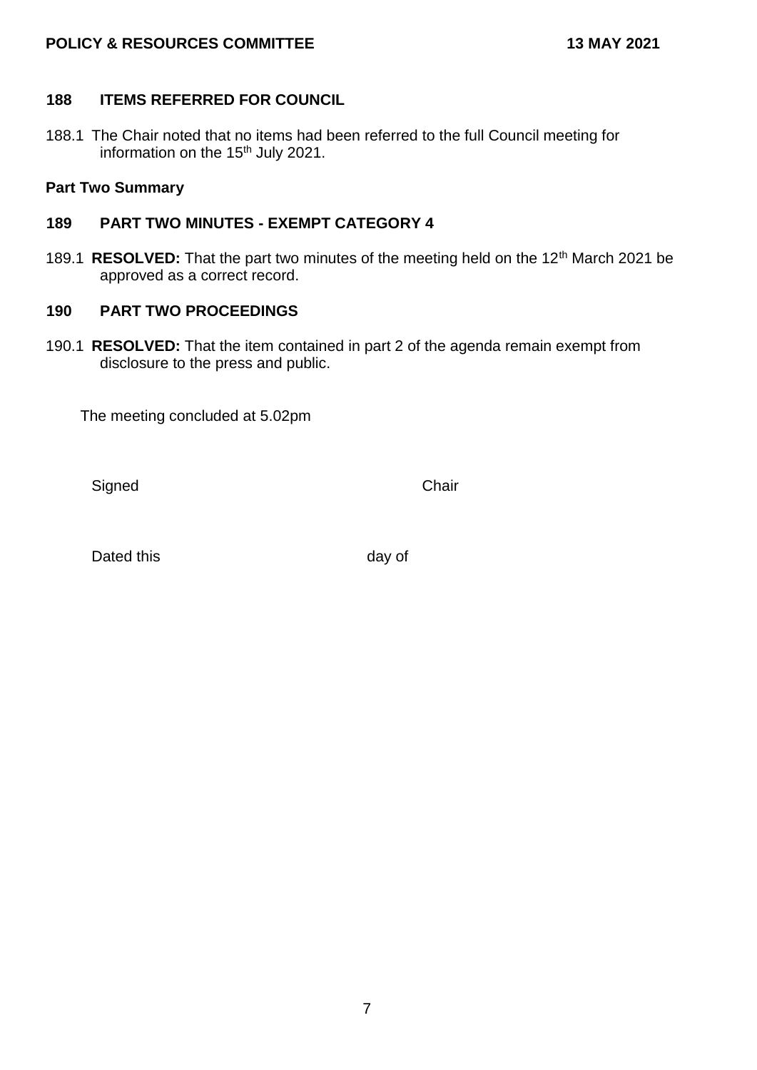## 188 ITEMS REFERRED FOR COUNCIL

188.1 The Chair noted that no items had been referred to the full Council meeting for information on the 15th July 2021.

**Part Two Summary**

## 189 PART TWO MINUTES - EXEMPT CATEGORY 4

189.1 **RESOLVED:** That the part two minutes of the meeting held on the 12th March 2021 be approved as a correct record.

## 190 PART TWO PROCEEDINGS

190.1 **RESOLVED:** That the item contained in part 2 of the agenda remain exempt from disclosure to the press and public.

The meeting concluded at 5.02pm

Signed Chair

Dated this day of